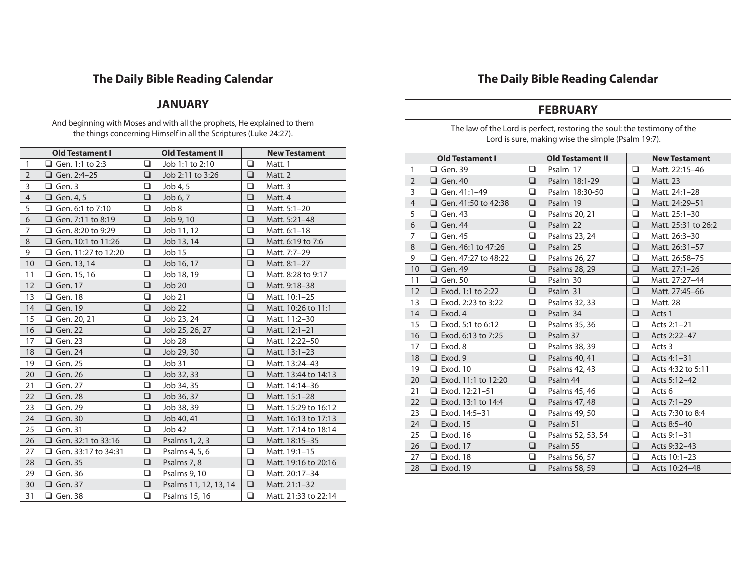## The Daily Bible Reading Calendar

### JANUARY

And beginning with Moses and with all the prophets, He explained to them the things concerning Himself in all the Scriptures (Luke 24:27).

| | Old Testament I | Old Testament II | New Testament |
|---|---|---|---|
| 1 | ❑ Gen. 1:1 to 2:3 | ❑ Job 1:1 to 2:10 | ❑ Matt. 1 |
| 2 | ❑ Gen. 2:4–25 | ❑ Job 2:11 to 3:26 | ❑ Matt. 2 |
| 3 | ❑ Gen. 3 | ❑ Job 4, 5 | ❑ Matt. 3 |
| 4 | ❑ Gen. 4, 5 | ❑ Job 6, 7 | ❑ Matt. 4 |
| 5 | ❑ Gen. 6:1 to 7:10 | ❑ Job 8 | ❑ Matt. 5:1–20 |
| 6 | ❑ Gen. 7:11 to 8:19 | ❑ Job 9, 10 | ❑ Matt. 5:21–48 |
| 7 | ❑ Gen. 8:20 to 9:29 | ❑ Job 11, 12 | ❑ Matt. 6:1–18 |
| 8 | ❑ Gen. 10:1 to 11:26 | ❑ Job 13, 14 | ❑ Matt. 6:19 to 7:6 |
| 9 | ❑ Gen. 11:27 to 12:20 | ❑ Job 15 | ❑ Matt. 7:7–29 |
| 10 | ❑ Gen. 13, 14 | ❑ Job 16, 17 | ❑ Matt. 8:1–27 |
| 11 | ❑ Gen. 15, 16 | ❑ Job 18, 19 | ❑ Matt. 8:28 to 9:17 |
| 12 | ❑ Gen. 17 | ❑ Job 20 | ❑ Matt. 9:18–38 |
| 13 | ❑ Gen. 18 | ❑ Job 21 | ❑ Matt. 10:1–25 |
| 14 | ❑ Gen. 19 | ❑ Job 22 | ❑ Matt. 10:26 to 11:1 |
| 15 | ❑ Gen. 20, 21 | ❑ Job 23, 24 | ❑ Matt. 11:2–30 |
| 16 | ❑ Gen. 22 | ❑ Job 25, 26, 27 | ❑ Matt. 12:1–21 |
| 17 | ❑ Gen. 23 | ❑ Job 28 | ❑ Matt. 12:22–50 |
| 18 | ❑ Gen. 24 | ❑ Job 29, 30 | ❑ Matt. 13:1–23 |
| 19 | ❑ Gen. 25 | ❑ Job 31 | ❑ Matt. 13:24–43 |
| 20 | ❑ Gen. 26 | ❑ Job 32, 33 | ❑ Matt. 13:44 to 14:13 |
| 21 | ❑ Gen. 27 | ❑ Job 34, 35 | ❑ Matt. 14:14–36 |
| 22 | ❑ Gen. 28 | ❑ Job 36, 37 | ❑ Matt. 15:1–28 |
| 23 | ❑ Gen. 29 | ❑ Job 38, 39 | ❑ Matt. 15:29 to 16:12 |
| 24 | ❑ Gen. 30 | ❑ Job 40, 41 | ❑ Matt. 16:13 to 17:13 |
| 25 | ❑ Gen. 31 | ❑ Job 42 | ❑ Matt. 17:14 to 18:14 |
| 26 | ❑ Gen. 32:1 to 33:16 | ❑ Psalms 1, 2, 3 | ❑ Matt. 18:15–35 |
| 27 | ❑ Gen. 33:17 to 34:31 | ❑ Psalms 4, 5, 6 | ❑ Matt. 19:1–15 |
| 28 | ❑ Gen. 35 | ❑ Psalms 7, 8 | ❑ Matt. 19:16 to 20:16 |
| 29 | ❑ Gen. 36 | ❑ Psalms 9, 10 | ❑ Matt. 20:17–34 |
| 30 | ❑ Gen. 37 | ❑ Psalms 11, 12, 13, 14 | ❑ Matt. 21:1–32 |
| 31 | ❑ Gen. 38 | ❑ Psalms 15, 16 | ❑ Matt. 21:33 to 22:14 |

## The Daily Bible Reading Calendar

### FEBRUARY

The law of the Lord is perfect, restoring the soul: the testimony of the Lord is sure, making wise the simple (Psalm 19:7).

| | Old Testament I | Old Testament II | New Testament |
|---|---|---|---|
| 1 | ❑ Gen. 39 | ❑ Psalm 17 | ❑ Matt. 22:15–46 |
| 2 | ❑ Gen. 40 | ❑ Psalm 18:1-29 | ❑ Matt. 23 |
| 3 | ❑ Gen. 41:1–49 | ❑ Psalm 18:30-50 | ❑ Matt. 24:1–28 |
| 4 | ❑ Gen. 41:50 to 42:38 | ❑ Psalm 19 | ❑ Matt. 24:29–51 |
| 5 | ❑ Gen. 43 | ❑ Psalms 20, 21 | ❑ Matt. 25:1–30 |
| 6 | ❑ Gen. 44 | ❑ Psalm 22 | ❑ Matt. 25:31 to 26:2 |
| 7 | ❑ Gen. 45 | ❑ Psalms 23, 24 | ❑ Matt. 26:3–30 |
| 8 | ❑ Gen. 46:1 to 47:26 | ❑ Psalm 25 | ❑ Matt. 26:31–57 |
| 9 | ❑ Gen. 47:27 to 48:22 | ❑ Psalms 26, 27 | ❑ Matt. 26:58–75 |
| 10 | ❑ Gen. 49 | ❑ Psalms 28, 29 | ❑ Matt. 27:1–26 |
| 11 | ❑ Gen. 50 | ❑ Psalm 30 | ❑ Matt. 27:27–44 |
| 12 | ❑ Exod. 1:1 to 2:22 | ❑ Psalm 31 | ❑ Matt. 27:45–66 |
| 13 | ❑ Exod. 2:23 to 3:22 | ❑ Psalms 32, 33 | ❑ Matt. 28 |
| 14 | ❑ Exod. 4 | ❑ Psalm 34 | ❑ Acts 1 |
| 15 | ❑ Exod. 5:1 to 6:12 | ❑ Psalms 35, 36 | ❑ Acts 2:1–21 |
| 16 | ❑ Exod. 6:13 to 7:25 | ❑ Psalm 37 | ❑ Acts 2:22–47 |
| 17 | ❑ Exod. 8 | ❑ Psalms 38, 39 | ❑ Acts 3 |
| 18 | ❑ Exod. 9 | ❑ Psalms 40, 41 | ❑ Acts 4:1–31 |
| 19 | ❑ Exod. 10 | ❑ Psalms 42, 43 | ❑ Acts 4:32 to 5:11 |
| 20 | ❑ Exod. 11:1 to 12:20 | ❑ Psalm 44 | ❑ Acts 5:12–42 |
| 21 | ❑ Exod. 12:21–51 | ❑ Psalms 45, 46 | ❑ Acts 6 |
| 22 | ❑ Exod. 13:1 to 14:4 | ❑ Psalms 47, 48 | ❑ Acts 7:1–29 |
| 23 | ❑ Exod. 14:5–31 | ❑ Psalms 49, 50 | ❑ Acts 7:30 to 8:4 |
| 24 | ❑ Exod. 15 | ❑ Psalm 51 | ❑ Acts 8:5–40 |
| 25 | ❑ Exod. 16 | ❑ Psalms 52, 53, 54 | ❑ Acts 9:1–31 |
| 26 | ❑ Exod. 17 | ❑ Psalm 55 | ❑ Acts 9:32–43 |
| 27 | ❑ Exod. 18 | ❑ Psalms 56, 57 | ❑ Acts 10:1–23 |
| 28 | ❑ Exod. 19 | ❑ Psalms 58, 59 | ❑ Acts 10:24–48 |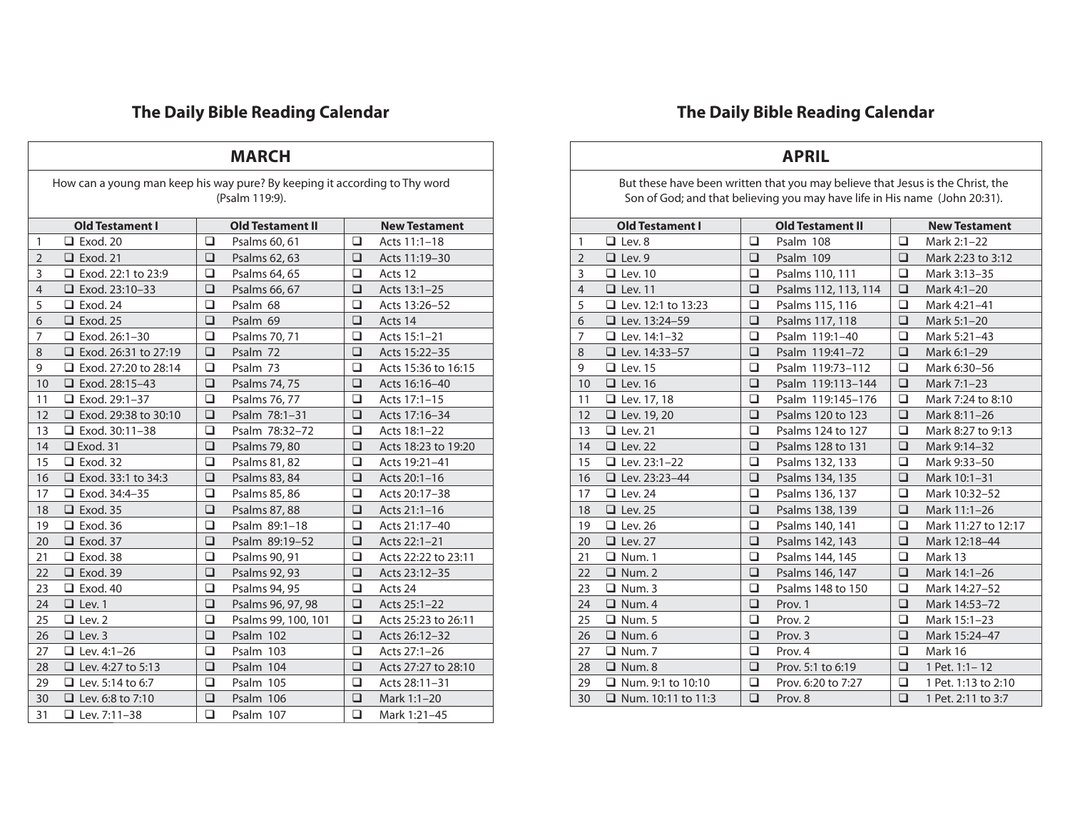## The Daily Bible Reading Calendar

### MARCH

How can a young man keep his way pure? By keeping it according to Thy word (Psalm 119:9).

| | Old Testament I | Old Testament II | New Testament |
|---|---|---|---|
| 1 | ❑ Exod. 20 | ❑ Psalms 60, 61 | ❑ Acts 11:1–18 |
| 2 | ❑ Exod. 21 | ❑ Psalms 62, 63 | ❑ Acts 11:19–30 |
| 3 | ❑ Exod. 22:1 to 23:9 | ❑ Psalms 64, 65 | ❑ Acts 12 |
| 4 | ❑ Exod. 23:10–33 | ❑ Psalms 66, 67 | ❑ Acts 13:1–25 |
| 5 | ❑ Exod. 24 | ❑ Psalm 68 | ❑ Acts 13:26–52 |
| 6 | ❑ Exod. 25 | ❑ Psalm 69 | ❑ Acts 14 |
| 7 | ❑ Exod. 26:1–30 | ❑ Psalms 70, 71 | ❑ Acts 15:1–21 |
| 8 | ❑ Exod. 26:31 to 27:19 | ❑ Psalm 72 | ❑ Acts 15:22–35 |
| 9 | ❑ Exod. 27:20 to 28:14 | ❑ Psalm 73 | ❑ Acts 15:36 to 16:15 |
| 10 | ❑ Exod. 28:15–43 | ❑ Psalms 74, 75 | ❑ Acts 16:16–40 |
| 11 | ❑ Exod. 29:1–37 | ❑ Psalms 76, 77 | ❑ Acts 17:1–15 |
| 12 | ❑ Exod. 29:38 to 30:10 | ❑ Psalm 78:1–31 | ❑ Acts 17:16–34 |
| 13 | ❑ Exod. 30:11–38 | ❑ Psalm 78:32–72 | ❑ Acts 18:1–22 |
| 14 | ❑ Exod. 31 | ❑ Psalms 79, 80 | ❑ Acts 18:23 to 19:20 |
| 15 | ❑ Exod. 32 | ❑ Psalms 81, 82 | ❑ Acts 19:21–41 |
| 16 | ❑ Exod. 33:1 to 34:3 | ❑ Psalms 83, 84 | ❑ Acts 20:1–16 |
| 17 | ❑ Exod. 34:4–35 | ❑ Psalms 85, 86 | ❑ Acts 20:17–38 |
| 18 | ❑ Exod. 35 | ❑ Psalms 87, 88 | ❑ Acts 21:1–16 |
| 19 | ❑ Exod. 36 | ❑ Psalm 89:1–18 | ❑ Acts 21:17–40 |
| 20 | ❑ Exod. 37 | ❑ Psalm 89:19–52 | ❑ Acts 22:1–21 |
| 21 | ❑ Exod. 38 | ❑ Psalms 90, 91 | ❑ Acts 22:22 to 23:11 |
| 22 | ❑ Exod. 39 | ❑ Psalms 92, 93 | ❑ Acts 23:12–35 |
| 23 | ❑ Exod. 40 | ❑ Psalms 94, 95 | ❑ Acts 24 |
| 24 | ❑ Lev. 1 | ❑ Psalms 96, 97, 98 | ❑ Acts 25:1–22 |
| 25 | ❑ Lev. 2 | ❑ Psalms 99, 100, 101 | ❑ Acts 25:23 to 26:11 |
| 26 | ❑ Lev. 3 | ❑ Psalm 102 | ❑ Acts 26:12–32 |
| 27 | ❑ Lev. 4:1–26 | ❑ Psalm 103 | ❑ Acts 27:1–26 |
| 28 | ❑ Lev. 4:27 to 5:13 | ❑ Psalm 104 | ❑ Acts 27:27 to 28:10 |
| 29 | ❑ Lev. 5:14 to 6:7 | ❑ Psalm 105 | ❑ Acts 28:11–31 |
| 30 | ❑ Lev. 6:8 to 7:10 | ❑ Psalm 106 | ❑ Mark 1:1–20 |
| 31 | ❑ Lev. 7:11–38 | ❑ Psalm 107 | ❑ Mark 1:21–45 |

## The Daily Bible Reading Calendar

### APRIL

But these have been written that you may believe that Jesus is the Christ, the Son of God; and that believing you may have life in His name (John 20:31).

| | Old Testament I | Old Testament II | New Testament |
|---|---|---|---|
| 1 | ❑ Lev. 8 | ❑ Psalm 108 | ❑ Mark 2:1–22 |
| 2 | ❑ Lev. 9 | ❑ Psalm 109 | ❑ Mark 2:23 to 3:12 |
| 3 | ❑ Lev. 10 | ❑ Psalms 110, 111 | ❑ Mark 3:13–35 |
| 4 | ❑ Lev. 11 | ❑ Psalms 112, 113, 114 | ❑ Mark 4:1–20 |
| 5 | ❑ Lev. 12:1 to 13:23 | ❑ Psalms 115, 116 | ❑ Mark 4:21–41 |
| 6 | ❑ Lev. 13:24–59 | ❑ Psalms 117, 118 | ❑ Mark 5:1–20 |
| 7 | ❑ Lev. 14:1–32 | ❑ Psalm 119:1–40 | ❑ Mark 5:21–43 |
| 8 | ❑ Lev. 14:33–57 | ❑ Psalm 119:41–72 | ❑ Mark 6:1–29 |
| 9 | ❑ Lev. 15 | ❑ Psalm 119:73–112 | ❑ Mark 6:30–56 |
| 10 | ❑ Lev. 16 | ❑ Psalm 119:113–144 | ❑ Mark 7:1–23 |
| 11 | ❑ Lev. 17, 18 | ❑ Psalm 119:145–176 | ❑ Mark 7:24 to 8:10 |
| 12 | ❑ Lev. 19, 20 | ❑ Psalms 120 to 123 | ❑ Mark 8:11–26 |
| 13 | ❑ Lev. 21 | ❑ Psalms 124 to 127 | ❑ Mark 8:27 to 9:13 |
| 14 | ❑ Lev. 22 | ❑ Psalms 128 to 131 | ❑ Mark 9:14–32 |
| 15 | ❑ Lev. 23:1–22 | ❑ Psalms 132, 133 | ❑ Mark 9:33–50 |
| 16 | ❑ Lev. 23:23–44 | ❑ Psalms 134, 135 | ❑ Mark 10:1–31 |
| 17 | ❑ Lev. 24 | ❑ Psalms 136, 137 | ❑ Mark 10:32–52 |
| 18 | ❑ Lev. 25 | ❑ Psalms 138, 139 | ❑ Mark 11:1–26 |
| 19 | ❑ Lev. 26 | ❑ Psalms 140, 141 | ❑ Mark 11:27 to 12:17 |
| 20 | ❑ Lev. 27 | ❑ Psalms 142, 143 | ❑ Mark 12:18–44 |
| 21 | ❑ Num. 1 | ❑ Psalms 144, 145 | ❑ Mark 13 |
| 22 | ❑ Num. 2 | ❑ Psalms 146, 147 | ❑ Mark 14:1–26 |
| 23 | ❑ Num. 3 | ❑ Psalms 148 to 150 | ❑ Mark 14:27–52 |
| 24 | ❑ Num. 4 | ❑ Prov. 1 | ❑ Mark 14:53–72 |
| 25 | ❑ Num. 5 | ❑ Prov. 2 | ❑ Mark 15:1–23 |
| 26 | ❑ Num. 6 | ❑ Prov. 3 | ❑ Mark 15:24–47 |
| 27 | ❑ Num. 7 | ❑ Prov. 4 | ❑ Mark 16 |
| 28 | ❑ Num. 8 | ❑ Prov. 5:1 to 6:19 | ❑ 1 Pet. 1:1– 12 |
| 29 | ❑ Num. 9:1 to 10:10 | ❑ Prov. 6:20 to 7:27 | ❑ 1 Pet. 1:13 to 2:10 |
| 30 | ❑ Num. 10:11 to 11:3 | ❑ Prov. 8 | ❑ 1 Pet. 2:11 to 3:7 |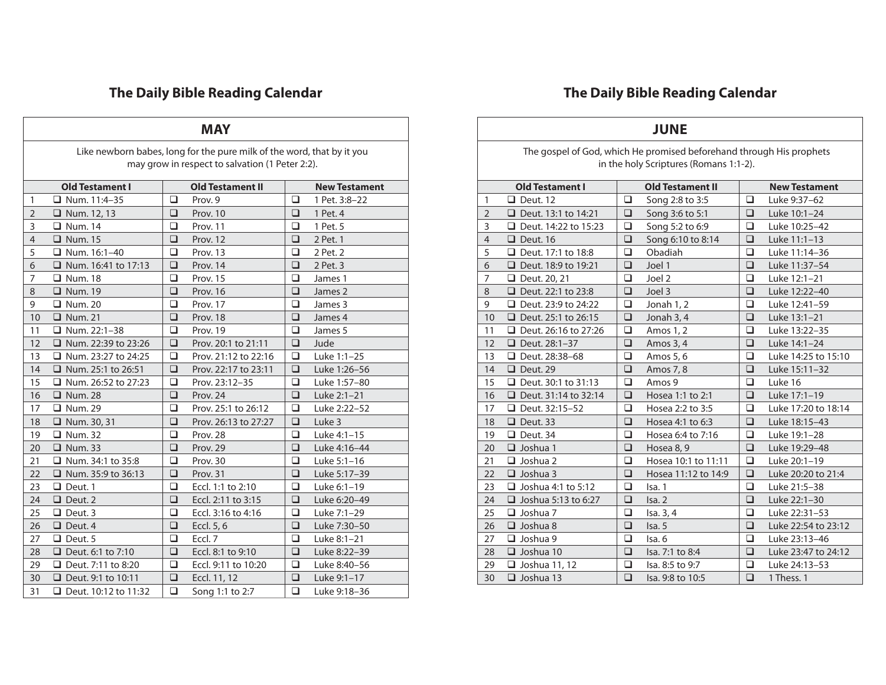## The Daily Bible Reading Calendar

| MAY | | | |
|---|---|---|---|
| Like newborn babes, long for the pure milk of the word, that by it you may grow in respect to salvation (1 Peter 2:2). | | | |
| | **Old Testament I** | **Old Testament II** | **New Testament** |
| 1 | ❑ Num. 11:4–35 | ❑ Prov. 9 | ❑ 1 Pet. 3:8–22 |
| 2 | ❑ Num. 12, 13 | ❑ Prov. 10 | ❑ 1 Pet. 4 |
| 3 | ❑ Num. 14 | ❑ Prov. 11 | ❑ 1 Pet. 5 |
| 4 | ❑ Num. 15 | ❑ Prov. 12 | ❑ 2 Pet. 1 |
| 5 | ❑ Num. 16:1–40 | ❑ Prov. 13 | ❑ 2 Pet. 2 |
| 6 | ❑ Num. 16:41 to 17:13 | ❑ Prov. 14 | ❑ 2 Pet. 3 |
| 7 | ❑ Num. 18 | ❑ Prov. 15 | ❑ James 1 |
| 8 | ❑ Num. 19 | ❑ Prov. 16 | ❑ James 2 |
| 9 | ❑ Num. 20 | ❑ Prov. 17 | ❑ James 3 |
| 10 | ❑ Num. 21 | ❑ Prov. 18 | ❑ James 4 |
| 11 | ❑ Num. 22:1–38 | ❑ Prov. 19 | ❑ James 5 |
| 12 | ❑ Num. 22:39 to 23:26 | ❑ Prov. 20:1 to 21:11 | ❑ Jude |
| 13 | ❑ Num. 23:27 to 24:25 | ❑ Prov. 21:12 to 22:16 | ❑ Luke 1:1–25 |
| 14 | ❑ Num. 25:1 to 26:51 | ❑ Prov. 22:17 to 23:11 | ❑ Luke 1:26–56 |
| 15 | ❑ Num. 26:52 to 27:23 | ❑ Prov. 23:12–35 | ❑ Luke 1:57–80 |
| 16 | ❑ Num. 28 | ❑ Prov. 24 | ❑ Luke 2:1–21 |
| 17 | ❑ Num. 29 | ❑ Prov. 25:1 to 26:12 | ❑ Luke 2:22–52 |
| 18 | ❑ Num. 30, 31 | ❑ Prov. 26:13 to 27:27 | ❑ Luke 3 |
| 19 | ❑ Num. 32 | ❑ Prov. 28 | ❑ Luke 4:1–15 |
| 20 | ❑ Num. 33 | ❑ Prov. 29 | ❑ Luke 4:16–44 |
| 21 | ❑ Num. 34:1 to 35:8 | ❑ Prov. 30 | ❑ Luke 5:1–16 |
| 22 | ❑ Num. 35:9 to 36:13 | ❑ Prov. 31 | ❑ Luke 5:17–39 |
| 23 | ❑ Deut. 1 | ❑ Eccl. 1:1 to 2:10 | ❑ Luke 6:1–19 |
| 24 | ❑ Deut. 2 | ❑ Eccl. 2:11 to 3:15 | ❑ Luke 6:20–49 |
| 25 | ❑ Deut. 3 | ❑ Eccl. 3:16 to 4:16 | ❑ Luke 7:1–29 |
| 26 | ❑ Deut. 4 | ❑ Eccl. 5, 6 | ❑ Luke 7:30–50 |
| 27 | ❑ Deut. 5 | ❑ Eccl. 7 | ❑ Luke 8:1–21 |
| 28 | ❑ Deut. 6:1 to 7:10 | ❑ Eccl. 8:1 to 9:10 | ❑ Luke 8:22–39 |
| 29 | ❑ Deut. 7:11 to 8:20 | ❑ Eccl. 9:11 to 10:20 | ❑ Luke 8:40–56 |
| 30 | ❑ Deut. 9:1 to 10:11 | ❑ Eccl. 11, 12 | ❑ Luke 9:1–17 |
| 31 | ❑ Deut. 10:12 to 11:32 | ❑ Song 1:1 to 2:7 | ❑ Luke 9:18–36 |

## The Daily Bible Reading Calendar

| JUNE | | | |
|---|---|---|---|
| The gospel of God, which He promised beforehand through His prophets in the holy Scriptures (Romans 1:1-2). | | | |
| | **Old Testament I** | **Old Testament II** | **New Testament** |
| 1 | ❑ Deut. 12 | ❑ Song 2:8 to 3:5 | ❑ Luke 9:37–62 |
| 2 | ❑ Deut. 13:1 to 14:21 | ❑ Song 3:6 to 5:1 | ❑ Luke 10:1–24 |
| 3 | ❑ Deut. 14:22 to 15:23 | ❑ Song 5:2 to 6:9 | ❑ Luke 10:25–42 |
| 4 | ❑ Deut. 16 | ❑ Song 6:10 to 8:14 | ❑ Luke 11:1–13 |
| 5 | ❑ Deut. 17:1 to 18:8 | ❑ Obadiah | ❑ Luke 11:14–36 |
| 6 | ❑ Deut. 18:9 to 19:21 | ❑ Joel 1 | ❑ Luke 11:37–54 |
| 7 | ❑ Deut. 20, 21 | ❑ Joel 2 | ❑ Luke 12:1–21 |
| 8 | ❑ Deut. 22:1 to 23:8 | ❑ Joel 3 | ❑ Luke 12:22–40 |
| 9 | ❑ Deut. 23:9 to 24:22 | ❑ Jonah 1, 2 | ❑ Luke 12:41–59 |
| 10 | ❑ Deut. 25:1 to 26:15 | ❑ Jonah 3, 4 | ❑ Luke 13:1–21 |
| 11 | ❑ Deut. 26:16 to 27:26 | ❑ Amos 1, 2 | ❑ Luke 13:22–35 |
| 12 | ❑ Deut. 28:1–37 | ❑ Amos 3, 4 | ❑ Luke 14:1–24 |
| 13 | ❑ Deut. 28:38–68 | ❑ Amos 5, 6 | ❑ Luke 14:25 to 15:10 |
| 14 | ❑ Deut. 29 | ❑ Amos 7, 8 | ❑ Luke 15:11–32 |
| 15 | ❑ Deut. 30:1 to 31:13 | ❑ Amos 9 | ❑ Luke 16 |
| 16 | ❑ Deut. 31:14 to 32:14 | ❑ Hosea 1:1 to 2:1 | ❑ Luke 17:1–19 |
| 17 | ❑ Deut. 32:15–52 | ❑ Hosea 2:2 to 3:5 | ❑ Luke 17:20 to 18:14 |
| 18 | ❑ Deut. 33 | ❑ Hosea 4:1 to 6:3 | ❑ Luke 18:15–43 |
| 19 | ❑ Deut. 34 | ❑ Hosea 6:4 to 7:16 | ❑ Luke 19:1–28 |
| 20 | ❑ Joshua 1 | ❑ Hosea 8, 9 | ❑ Luke 19:29–48 |
| 21 | ❑ Joshua 2 | ❑ Hosea 10:1 to 11:11 | ❑ Luke 20:1–19 |
| 22 | ❑ Joshua 3 | ❑ Hosea 11:12 to 14:9 | ❑ Luke 20:20 to 21:4 |
| 23 | ❑ Joshua 4:1 to 5:12 | ❑ Isa. 1 | ❑ Luke 21:5–38 |
| 24 | ❑ Joshua 5:13 to 6:27 | ❑ Isa. 2 | ❑ Luke 22:1–30 |
| 25 | ❑ Joshua 7 | ❑ Isa. 3, 4 | ❑ Luke 22:31–53 |
| 26 | ❑ Joshua 8 | ❑ Isa. 5 | ❑ Luke 22:54 to 23:12 |
| 27 | ❑ Joshua 9 | ❑ Isa. 6 | ❑ Luke 23:13–46 |
| 28 | ❑ Joshua 10 | ❑ Isa. 7:1 to 8:4 | ❑ Luke 23:47 to 24:12 |
| 29 | ❑ Joshua 11, 12 | ❑ Isa. 8:5 to 9:7 | ❑ Luke 24:13–53 |
| 30 | ❑ Joshua 13 | ❑ Isa. 9:8 to 10:5 | ❑ 1 Thess. 1 |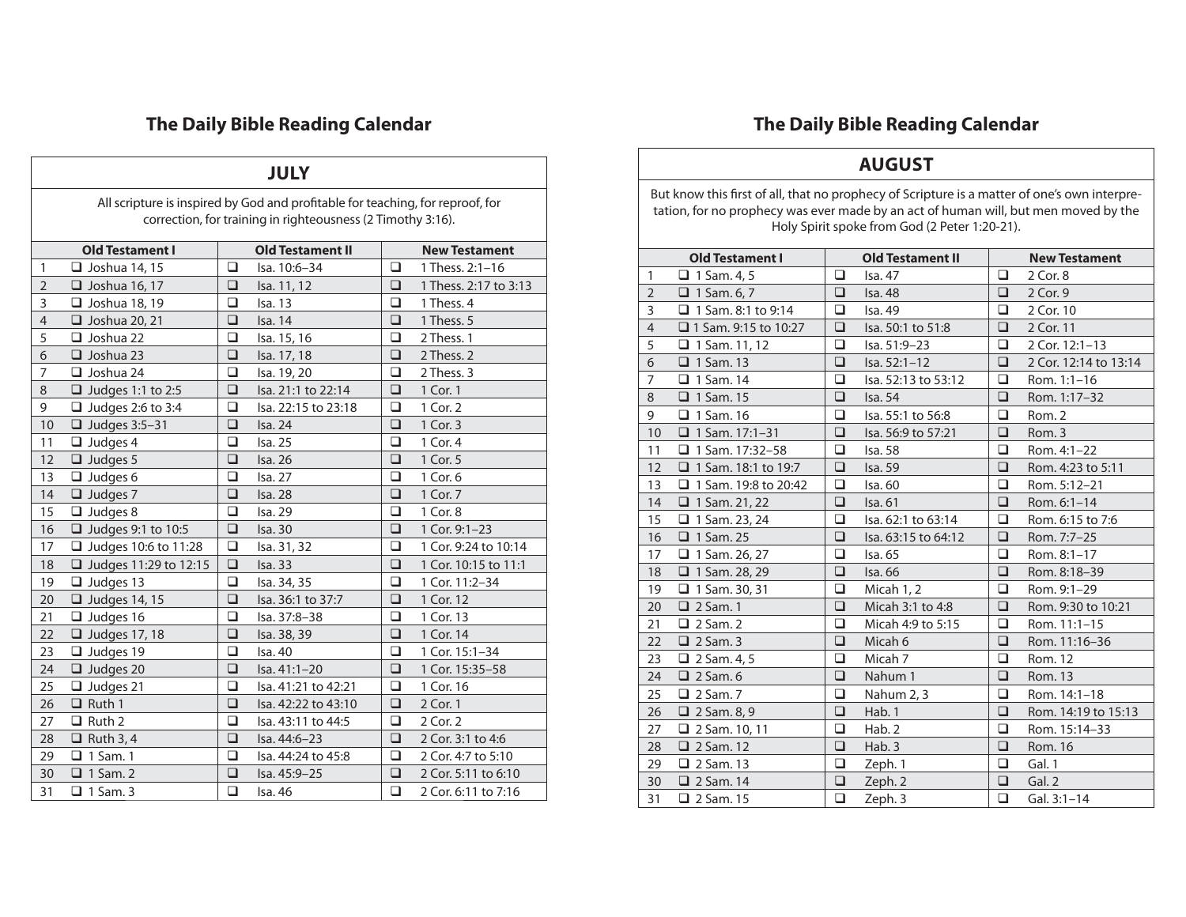## The Daily Bible Reading Calendar

| JULY | | | |
|---|---|---|---|
| All scripture is inspired by God and profitable for teaching, for reproof, for correction, for training in righteousness (2 Timothy 3:16). | | | |
| | **Old Testament I** | **Old Testament II** | **New Testament** |
| 1 | ❑ Joshua 14, 15 | ❑ Isa. 10:6–34 | ❑ 1 Thess. 2:1–16 |
| 2 | ❑ Joshua 16, 17 | ❑ Isa. 11, 12 | ❑ 1 Thess. 2:17 to 3:13 |
| 3 | ❑ Joshua 18, 19 | ❑ Isa. 13 | ❑ 1 Thess. 4 |
| 4 | ❑ Joshua 20, 21 | ❑ Isa. 14 | ❑ 1 Thess. 5 |
| 5 | ❑ Joshua 22 | ❑ Isa. 15, 16 | ❑ 2 Thess. 1 |
| 6 | ❑ Joshua 23 | ❑ Isa. 17, 18 | ❑ 2 Thess. 2 |
| 7 | ❑ Joshua 24 | ❑ Isa. 19, 20 | ❑ 2 Thess. 3 |
| 8 | ❑ Judges 1:1 to 2:5 | ❑ Isa. 21:1 to 22:14 | ❑ 1 Cor. 1 |
| 9 | ❑ Judges 2:6 to 3:4 | ❑ Isa. 22:15 to 23:18 | ❑ 1 Cor. 2 |
| 10 | ❑ Judges 3:5–31 | ❑ Isa. 24 | ❑ 1 Cor. 3 |
| 11 | ❑ Judges 4 | ❑ Isa. 25 | ❑ 1 Cor. 4 |
| 12 | ❑ Judges 5 | ❑ Isa. 26 | ❑ 1 Cor. 5 |
| 13 | ❑ Judges 6 | ❑ Isa. 27 | ❑ 1 Cor. 6 |
| 14 | ❑ Judges 7 | ❑ Isa. 28 | ❑ 1 Cor. 7 |
| 15 | ❑ Judges 8 | ❑ Isa. 29 | ❑ 1 Cor. 8 |
| 16 | ❑ Judges 9:1 to 10:5 | ❑ Isa. 30 | ❑ 1 Cor. 9:1–23 |
| 17 | ❑ Judges 10:6 to 11:28 | ❑ Isa. 31, 32 | ❑ 1 Cor. 9:24 to 10:14 |
| 18 | ❑ Judges 11:29 to 12:15 | ❑ Isa. 33 | ❑ 1 Cor. 10:15 to 11:1 |
| 19 | ❑ Judges 13 | ❑ Isa. 34, 35 | ❑ 1 Cor. 11:2–34 |
| 20 | ❑ Judges 14, 15 | ❑ Isa. 36:1 to 37:7 | ❑ 1 Cor. 12 |
| 21 | ❑ Judges 16 | ❑ Isa. 37:8–38 | ❑ 1 Cor. 13 |
| 22 | ❑ Judges 17, 18 | ❑ Isa. 38, 39 | ❑ 1 Cor. 14 |
| 23 | ❑ Judges 19 | ❑ Isa. 40 | ❑ 1 Cor. 15:1–34 |
| 24 | ❑ Judges 20 | ❑ Isa. 41:1–20 | ❑ 1 Cor. 15:35–58 |
| 25 | ❑ Judges 21 | ❑ Isa. 41:21 to 42:21 | ❑ 1 Cor. 16 |
| 26 | ❑ Ruth 1 | ❑ Isa. 42:22 to 43:10 | ❑ 2 Cor. 1 |
| 27 | ❑ Ruth 2 | ❑ Isa. 43:11 to 44:5 | ❑ 2 Cor. 2 |
| 28 | ❑ Ruth 3, 4 | ❑ Isa. 44:6–23 | ❑ 2 Cor. 3:1 to 4:6 |
| 29 | ❑ 1 Sam. 1 | ❑ Isa. 44:24 to 45:8 | ❑ 2 Cor. 4:7 to 5:10 |
| 30 | ❑ 1 Sam. 2 | ❑ Isa. 45:9–25 | ❑ 2 Cor. 5:11 to 6:10 |
| 31 | ❑ 1 Sam. 3 | ❑ Isa. 46 | ❑ 2 Cor. 6:11 to 7:16 |

## The Daily Bible Reading Calendar

| AUGUST | | | |
|---|---|---|---|
| But know this first of all, that no prophecy of Scripture is a matter of one's own interpretation, for no prophecy was ever made by an act of human will, but men moved by the Holy Spirit spoke from God (2 Peter 1:20-21). | | | |
| | **Old Testament I** | **Old Testament II** | **New Testament** |
| 1 | ❑ 1 Sam. 4, 5 | ❑ Isa. 47 | ❑ 2 Cor. 8 |
| 2 | ❑ 1 Sam. 6, 7 | ❑ Isa. 48 | ❑ 2 Cor. 9 |
| 3 | ❑ 1 Sam. 8:1 to 9:14 | ❑ Isa. 49 | ❑ 2 Cor. 10 |
| 4 | ❑ 1 Sam. 9:15 to 10:27 | ❑ Isa. 50:1 to 51:8 | ❑ 2 Cor. 11 |
| 5 | ❑ 1 Sam. 11, 12 | ❑ Isa. 51:9–23 | ❑ 2 Cor. 12:1–13 |
| 6 | ❑ 1 Sam. 13 | ❑ Isa. 52:1–12 | ❑ 2 Cor. 12:14 to 13:14 |
| 7 | ❑ 1 Sam. 14 | ❑ Isa. 52:13 to 53:12 | ❑ Rom. 1:1–16 |
| 8 | ❑ 1 Sam. 15 | ❑ Isa. 54 | ❑ Rom. 1:17–32 |
| 9 | ❑ 1 Sam. 16 | ❑ Isa. 55:1 to 56:8 | ❑ Rom. 2 |
| 10 | ❑ 1 Sam. 17:1–31 | ❑ Isa. 56:9 to 57:21 | ❑ Rom. 3 |
| 11 | ❑ 1 Sam. 17:32–58 | ❑ Isa. 58 | ❑ Rom. 4:1–22 |
| 12 | ❑ 1 Sam. 18:1 to 19:7 | ❑ Isa. 59 | ❑ Rom. 4:23 to 5:11 |
| 13 | ❑ 1 Sam. 19:8 to 20:42 | ❑ Isa. 60 | ❑ Rom. 5:12–21 |
| 14 | ❑ 1 Sam. 21, 22 | ❑ Isa. 61 | ❑ Rom. 6:1–14 |
| 15 | ❑ 1 Sam. 23, 24 | ❑ Isa. 62:1 to 63:14 | ❑ Rom. 6:15 to 7:6 |
| 16 | ❑ 1 Sam. 25 | ❑ Isa. 63:15 to 64:12 | ❑ Rom. 7:7–25 |
| 17 | ❑ 1 Sam. 26, 27 | ❑ Isa. 65 | ❑ Rom. 8:1–17 |
| 18 | ❑ 1 Sam. 28, 29 | ❑ Isa. 66 | ❑ Rom. 8:18–39 |
| 19 | ❑ 1 Sam. 30, 31 | ❑ Micah 1, 2 | ❑ Rom. 9:1–29 |
| 20 | ❑ 2 Sam. 1 | ❑ Micah 3:1 to 4:8 | ❑ Rom. 9:30 to 10:21 |
| 21 | ❑ 2 Sam. 2 | ❑ Micah 4:9 to 5:15 | ❑ Rom. 11:1–15 |
| 22 | ❑ 2 Sam. 3 | ❑ Micah 6 | ❑ Rom. 11:16–36 |
| 23 | ❑ 2 Sam. 4, 5 | ❑ Micah 7 | ❑ Rom. 12 |
| 24 | ❑ 2 Sam. 6 | ❑ Nahum 1 | ❑ Rom. 13 |
| 25 | ❑ 2 Sam. 7 | ❑ Nahum 2, 3 | ❑ Rom. 14:1–18 |
| 26 | ❑ 2 Sam. 8, 9 | ❑ Hab. 1 | ❑ Rom. 14:19 to 15:13 |
| 27 | ❑ 2 Sam. 10, 11 | ❑ Hab. 2 | ❑ Rom. 15:14–33 |
| 28 | ❑ 2 Sam. 12 | ❑ Hab. 3 | ❑ Rom. 16 |
| 29 | ❑ 2 Sam. 13 | ❑ Zeph. 1 | ❑ Gal. 1 |
| 30 | ❑ 2 Sam. 14 | ❑ Zeph. 2 | ❑ Gal. 2 |
| 31 | ❑ 2 Sam. 15 | ❑ Zeph. 3 | ❑ Gal. 3:1–14 |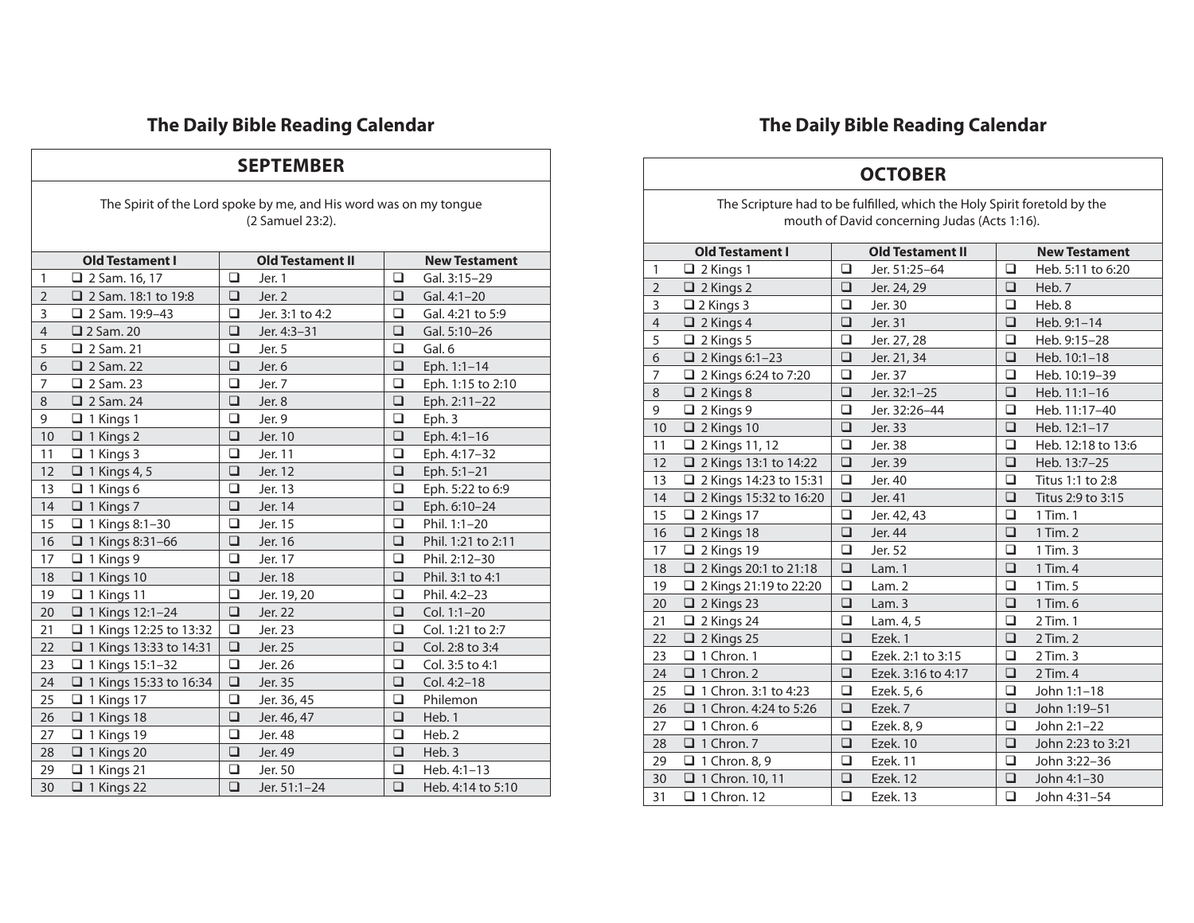## The Daily Bible Reading Calendar

### SEPTEMBER

The Spirit of the Lord spoke by me, and His word was on my tongue (2 Samuel 23:2).

| | Old Testament I | Old Testament II | New Testament |
|---|---|---|---|
| 1 | ❑ 2 Sam. 16, 17 | ❑ Jer. 1 | ❑ Gal. 3:15–29 |
| 2 | ❑ 2 Sam. 18:1 to 19:8 | ❑ Jer. 2 | ❑ Gal. 4:1–20 |
| 3 | ❑ 2 Sam. 19:9–43 | ❑ Jer. 3:1 to 4:2 | ❑ Gal. 4:21 to 5:9 |
| 4 | ❑ 2 Sam. 20 | ❑ Jer. 4:3–31 | ❑ Gal. 5:10–26 |
| 5 | ❑ 2 Sam. 21 | ❑ Jer. 5 | ❑ Gal. 6 |
| 6 | ❑ 2 Sam. 22 | ❑ Jer. 6 | ❑ Eph. 1:1–14 |
| 7 | ❑ 2 Sam. 23 | ❑ Jer. 7 | ❑ Eph. 1:15 to 2:10 |
| 8 | ❑ 2 Sam. 24 | ❑ Jer. 8 | ❑ Eph. 2:11–22 |
| 9 | ❑ 1 Kings 1 | ❑ Jer. 9 | ❑ Eph. 3 |
| 10 | ❑ 1 Kings 2 | ❑ Jer. 10 | ❑ Eph. 4:1–16 |
| 11 | ❑ 1 Kings 3 | ❑ Jer. 11 | ❑ Eph. 4:17–32 |
| 12 | ❑ 1 Kings 4, 5 | ❑ Jer. 12 | ❑ Eph. 5:1–21 |
| 13 | ❑ 1 Kings 6 | ❑ Jer. 13 | ❑ Eph. 5:22 to 6:9 |
| 14 | ❑ 1 Kings 7 | ❑ Jer. 14 | ❑ Eph. 6:10–24 |
| 15 | ❑ 1 Kings 8:1–30 | ❑ Jer. 15 | ❑ Phil. 1:1–20 |
| 16 | ❑ 1 Kings 8:31–66 | ❑ Jer. 16 | ❑ Phil. 1:21 to 2:11 |
| 17 | ❑ 1 Kings 9 | ❑ Jer. 17 | ❑ Phil. 2:12–30 |
| 18 | ❑ 1 Kings 10 | ❑ Jer. 18 | ❑ Phil. 3:1 to 4:1 |
| 19 | ❑ 1 Kings 11 | ❑ Jer. 19, 20 | ❑ Phil. 4:2–23 |
| 20 | ❑ 1 Kings 12:1–24 | ❑ Jer. 22 | ❑ Col. 1:1–20 |
| 21 | ❑ 1 Kings 12:25 to 13:32 | ❑ Jer. 23 | ❑ Col. 1:21 to 2:7 |
| 22 | ❑ 1 Kings 13:33 to 14:31 | ❑ Jer. 25 | ❑ Col. 2:8 to 3:4 |
| 23 | ❑ 1 Kings 15:1–32 | ❑ Jer. 26 | ❑ Col. 3:5 to 4:1 |
| 24 | ❑ 1 Kings 15:33 to 16:34 | ❑ Jer. 35 | ❑ Col. 4:2–18 |
| 25 | ❑ 1 Kings 17 | ❑ Jer. 36, 45 | ❑ Philemon |
| 26 | ❑ 1 Kings 18 | ❑ Jer. 46, 47 | ❑ Heb. 1 |
| 27 | ❑ 1 Kings 19 | ❑ Jer. 48 | ❑ Heb. 2 |
| 28 | ❑ 1 Kings 20 | ❑ Jer. 49 | ❑ Heb. 3 |
| 29 | ❑ 1 Kings 21 | ❑ Jer. 50 | ❑ Heb. 4:1–13 |
| 30 | ❑ 1 Kings 22 | ❑ Jer. 51:1–24 | ❑ Heb. 4:14 to 5:10 |

## The Daily Bible Reading Calendar

### OCTOBER

The Scripture had to be fulfilled, which the Holy Spirit foretold by the mouth of David concerning Judas (Acts 1:16).

| | Old Testament I | Old Testament II | New Testament |
|---|---|---|---|
| 1 | ❑ 2 Kings 1 | ❑ Jer. 51:25–64 | ❑ Heb. 5:11 to 6:20 |
| 2 | ❑ 2 Kings 2 | ❑ Jer. 24, 29 | ❑ Heb. 7 |
| 3 | ❑ 2 Kings 3 | ❑ Jer. 30 | ❑ Heb. 8 |
| 4 | ❑ 2 Kings 4 | ❑ Jer. 31 | ❑ Heb. 9:1–14 |
| 5 | ❑ 2 Kings 5 | ❑ Jer. 27, 28 | ❑ Heb. 9:15–28 |
| 6 | ❑ 2 Kings 6:1–23 | ❑ Jer. 21, 34 | ❑ Heb. 10:1–18 |
| 7 | ❑ 2 Kings 6:24 to 7:20 | ❑ Jer. 37 | ❑ Heb. 10:19–39 |
| 8 | ❑ 2 Kings 8 | ❑ Jer. 32:1–25 | ❑ Heb. 11:1–16 |
| 9 | ❑ 2 Kings 9 | ❑ Jer. 32:26–44 | ❑ Heb. 11:17–40 |
| 10 | ❑ 2 Kings 10 | ❑ Jer. 33 | ❑ Heb. 12:1–17 |
| 11 | ❑ 2 Kings 11, 12 | ❑ Jer. 38 | ❑ Heb. 12:18 to 13:6 |
| 12 | ❑ 2 Kings 13:1 to 14:22 | ❑ Jer. 39 | ❑ Heb. 13:7–25 |
| 13 | ❑ 2 Kings 14:23 to 15:31 | ❑ Jer. 40 | ❑ Titus 1:1 to 2:8 |
| 14 | ❑ 2 Kings 15:32 to 16:20 | ❑ Jer. 41 | ❑ Titus 2:9 to 3:15 |
| 15 | ❑ 2 Kings 17 | ❑ Jer. 42, 43 | ❑ 1 Tim. 1 |
| 16 | ❑ 2 Kings 18 | ❑ Jer. 44 | ❑ 1 Tim. 2 |
| 17 | ❑ 2 Kings 19 | ❑ Jer. 52 | ❑ 1 Tim. 3 |
| 18 | ❑ 2 Kings 20:1 to 21:18 | ❑ Lam. 1 | ❑ 1 Tim. 4 |
| 19 | ❑ 2 Kings 21:19 to 22:20 | ❑ Lam. 2 | ❑ 1 Tim. 5 |
| 20 | ❑ 2 Kings 23 | ❑ Lam. 3 | ❑ 1 Tim. 6 |
| 21 | ❑ 2 Kings 24 | ❑ Lam. 4, 5 | ❑ 2 Tim. 1 |
| 22 | ❑ 2 Kings 25 | ❑ Ezek. 1 | ❑ 2 Tim. 2 |
| 23 | ❑ 1 Chron. 1 | ❑ Ezek. 2:1 to 3:15 | ❑ 2 Tim. 3 |
| 24 | ❑ 1 Chron. 2 | ❑ Ezek. 3:16 to 4:17 | ❑ 2 Tim. 4 |
| 25 | ❑ 1 Chron. 3:1 to 4:23 | ❑ Ezek. 5, 6 | ❑ John 1:1–18 |
| 26 | ❑ 1 Chron. 4:24 to 5:26 | ❑ Ezek. 7 | ❑ John 1:19–51 |
| 27 | ❑ 1 Chron. 6 | ❑ Ezek. 8, 9 | ❑ John 2:1–22 |
| 28 | ❑ 1 Chron. 7 | ❑ Ezek. 10 | ❑ John 2:23 to 3:21 |
| 29 | ❑ 1 Chron. 8, 9 | ❑ Ezek. 11 | ❑ John 3:22–36 |
| 30 | ❑ 1 Chron. 10, 11 | ❑ Ezek. 12 | ❑ John 4:1–30 |
| 31 | ❑ 1 Chron. 12 | ❑ Ezek. 13 | ❑ John 4:31–54 |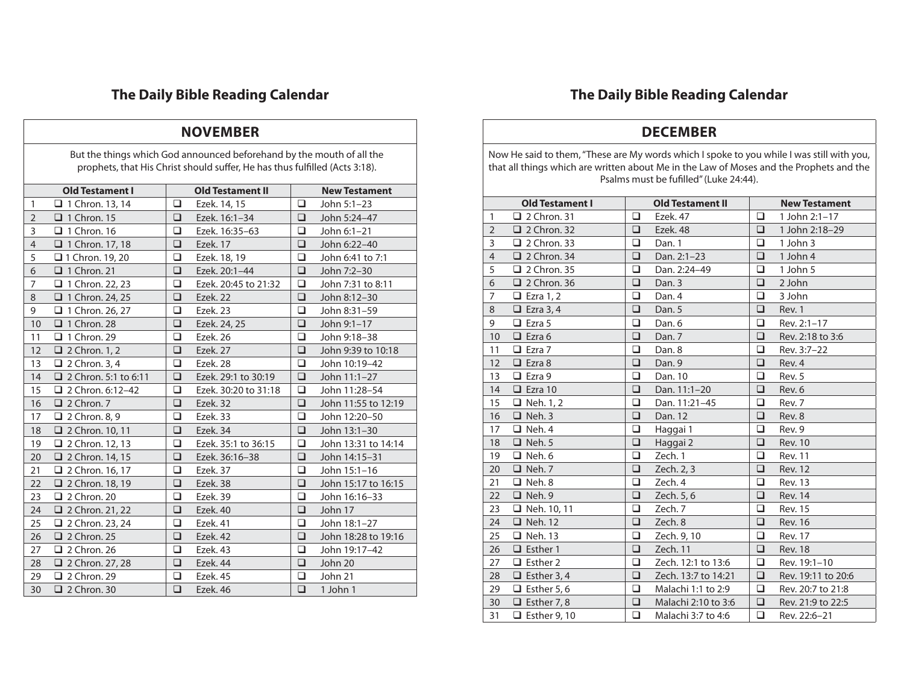## The Daily Bible Reading Calendar

### NOVEMBER

But the things which God announced beforehand by the mouth of all the prophets, that His Christ should suffer, He has thus fulfilled (Acts 3:18).

| | Old Testament I | Old Testament II | New Testament |
|---|---|---|---|
| 1 | ❑ 1 Chron. 13, 14 | ❑ Ezek. 14, 15 | ❑ John 5:1–23 |
| 2 | ❑ 1 Chron. 15 | ❑ Ezek. 16:1–34 | ❑ John 5:24–47 |
| 3 | ❑ 1 Chron. 16 | ❑ Ezek. 16:35–63 | ❑ John 6:1–21 |
| 4 | ❑ 1 Chron. 17, 18 | ❑ Ezek. 17 | ❑ John 6:22–40 |
| 5 | ❑ 1 Chron. 19, 20 | ❑ Ezek. 18, 19 | ❑ John 6:41 to 7:1 |
| 6 | ❑ 1 Chron. 21 | ❑ Ezek. 20:1–44 | ❑ John 7:2–30 |
| 7 | ❑ 1 Chron. 22, 23 | ❑ Ezek. 20:45 to 21:32 | ❑ John 7:31 to 8:11 |
| 8 | ❑ 1 Chron. 24, 25 | ❑ Ezek. 22 | ❑ John 8:12–30 |
| 9 | ❑ 1 Chron. 26, 27 | ❑ Ezek. 23 | ❑ John 8:31–59 |
| 10 | ❑ 1 Chron. 28 | ❑ Ezek. 24, 25 | ❑ John 9:1–17 |
| 11 | ❑ 1 Chron. 29 | ❑ Ezek. 26 | ❑ John 9:18–38 |
| 12 | ❑ 2 Chron. 1, 2 | ❑ Ezek. 27 | ❑ John 9:39 to 10:18 |
| 13 | ❑ 2 Chron. 3, 4 | ❑ Ezek. 28 | ❑ John 10:19–42 |
| 14 | ❑ 2 Chron. 5:1 to 6:11 | ❑ Ezek. 29:1 to 30:19 | ❑ John 11:1–27 |
| 15 | ❑ 2 Chron. 6:12–42 | ❑ Ezek. 30:20 to 31:18 | ❑ John 11:28–54 |
| 16 | ❑ 2 Chron. 7 | ❑ Ezek. 32 | ❑ John 11:55 to 12:19 |
| 17 | ❑ 2 Chron. 8, 9 | ❑ Ezek. 33 | ❑ John 12:20–50 |
| 18 | ❑ 2 Chron. 10, 11 | ❑ Ezek. 34 | ❑ John 13:1–30 |
| 19 | ❑ 2 Chron. 12, 13 | ❑ Ezek. 35:1 to 36:15 | ❑ John 13:31 to 14:14 |
| 20 | ❑ 2 Chron. 14, 15 | ❑ Ezek. 36:16–38 | ❑ John 14:15–31 |
| 21 | ❑ 2 Chron. 16, 17 | ❑ Ezek. 37 | ❑ John 15:1–16 |
| 22 | ❑ 2 Chron. 18, 19 | ❑ Ezek. 38 | ❑ John 15:17 to 16:15 |
| 23 | ❑ 2 Chron. 20 | ❑ Ezek. 39 | ❑ John 16:16–33 |
| 24 | ❑ 2 Chron. 21, 22 | ❑ Ezek. 40 | ❑ John 17 |
| 25 | ❑ 2 Chron. 23, 24 | ❑ Ezek. 41 | ❑ John 18:1–27 |
| 26 | ❑ 2 Chron. 25 | ❑ Ezek. 42 | ❑ John 18:28 to 19:16 |
| 27 | ❑ 2 Chron. 26 | ❑ Ezek. 43 | ❑ John 19:17–42 |
| 28 | ❑ 2 Chron. 27, 28 | ❑ Ezek. 44 | ❑ John 20 |
| 29 | ❑ 2 Chron. 29 | ❑ Ezek. 45 | ❑ John 21 |
| 30 | ❑ 2 Chron. 30 | ❑ Ezek. 46 | ❑ 1 John 1 |

## The Daily Bible Reading Calendar

### DECEMBER

Now He said to them, "These are My words which I spoke to you while I was still with you, that all things which are written about Me in the Law of Moses and the Prophets and the Psalms must be fufilled" (Luke 24:44).

| | Old Testament I | Old Testament II | New Testament |
|---|---|---|---|
| 1 | ❑ 2 Chron. 31 | ❑ Ezek. 47 | ❑ 1 John 2:1–17 |
| 2 | ❑ 2 Chron. 32 | ❑ Ezek. 48 | ❑ 1 John 2:18–29 |
| 3 | ❑ 2 Chron. 33 | ❑ Dan. 1 | ❑ 1 John 3 |
| 4 | ❑ 2 Chron. 34 | ❑ Dan. 2:1–23 | ❑ 1 John 4 |
| 5 | ❑ 2 Chron. 35 | ❑ Dan. 2:24–49 | ❑ 1 John 5 |
| 6 | ❑ 2 Chron. 36 | ❑ Dan. 3 | ❑ 2 John |
| 7 | ❑ Ezra 1, 2 | ❑ Dan. 4 | ❑ 3 John |
| 8 | ❑ Ezra 3, 4 | ❑ Dan. 5 | ❑ Rev. 1 |
| 9 | ❑ Ezra 5 | ❑ Dan. 6 | ❑ Rev. 2:1–17 |
| 10 | ❑ Ezra 6 | ❑ Dan. 7 | ❑ Rev. 2:18 to 3:6 |
| 11 | ❑ Ezra 7 | ❑ Dan. 8 | ❑ Rev. 3:7–22 |
| 12 | ❑ Ezra 8 | ❑ Dan. 9 | ❑ Rev. 4 |
| 13 | ❑ Ezra 9 | ❑ Dan. 10 | ❑ Rev. 5 |
| 14 | ❑ Ezra 10 | ❑ Dan. 11:1–20 | ❑ Rev. 6 |
| 15 | ❑ Neh. 1, 2 | ❑ Dan. 11:21–45 | ❑ Rev. 7 |
| 16 | ❑ Neh. 3 | ❑ Dan. 12 | ❑ Rev. 8 |
| 17 | ❑ Neh. 4 | ❑ Haggai 1 | ❑ Rev. 9 |
| 18 | ❑ Neh. 5 | ❑ Haggai 2 | ❑ Rev. 10 |
| 19 | ❑ Neh. 6 | ❑ Zech. 1 | ❑ Rev. 11 |
| 20 | ❑ Neh. 7 | ❑ Zech. 2, 3 | ❑ Rev. 12 |
| 21 | ❑ Neh. 8 | ❑ Zech. 4 | ❑ Rev. 13 |
| 22 | ❑ Neh. 9 | ❑ Zech. 5, 6 | ❑ Rev. 14 |
| 23 | ❑ Neh. 10, 11 | ❑ Zech. 7 | ❑ Rev. 15 |
| 24 | ❑ Neh. 12 | ❑ Zech. 8 | ❑ Rev. 16 |
| 25 | ❑ Neh. 13 | ❑ Zech. 9, 10 | ❑ Rev. 17 |
| 26 | ❑ Esther 1 | ❑ Zech. 11 | ❑ Rev. 18 |
| 27 | ❑ Esther 2 | ❑ Zech. 12:1 to 13:6 | ❑ Rev. 19:1–10 |
| 28 | ❑ Esther 3, 4 | ❑ Zech. 13:7 to 14:21 | ❑ Rev. 19:11 to 20:6 |
| 29 | ❑ Esther 5, 6 | ❑ Malachi 1:1 to 2:9 | ❑ Rev. 20:7 to 21:8 |
| 30 | ❑ Esther 7, 8 | ❑ Malachi 2:10 to 3:6 | ❑ Rev. 21:9 to 22:5 |
| 31 | ❑ Esther 9, 10 | ❑ Malachi 3:7 to 4:6 | ❑ Rev. 22:6–21 |